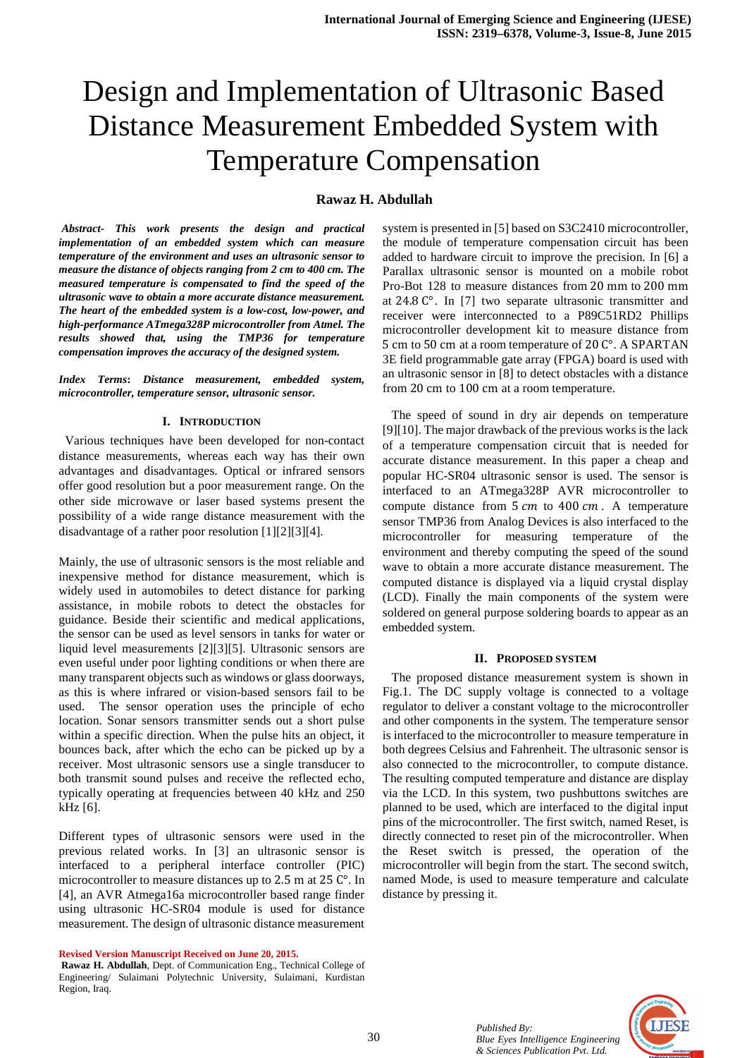# Design and Implementation of Ultrasonic Based Distance Measurement Embedded System with Temperature Compensation

**Rawaz H. Abdullah**

***Abstract- This work presents the design and practical implementation of an embedded system which can measure temperature of the environment and uses an ultrasonic sensor to measure the distance of objects ranging from 2 cm to 400 cm. The measured temperature is compensated to find the speed of the ultrasonic wave to obtain a more accurate distance measurement. The heart of the embedded system is a low-cost, low-power, and high-performance ATmega328P microcontroller from Atmel. The results showed that, using the TMP36 for temperature compensation improves the accuracy of the designed system.***

***Index Terms: Distance measurement, embedded system, microcontroller, temperature sensor, ultrasonic sensor.***

## I. INTRODUCTION

Various techniques have been developed for non-contact distance measurements, whereas each way has their own advantages and disadvantages. Optical or infrared sensors offer good resolution but a poor measurement range. On the other side microwave or laser based systems present the possibility of a wide range distance measurement with the disadvantage of a rather poor resolution [1][2][3][4].

Mainly, the use of ultrasonic sensors is the most reliable and inexpensive method for distance measurement, which is widely used in automobiles to detect distance for parking assistance, in mobile robots to detect the obstacles for guidance. Beside their scientific and medical applications, the sensor can be used as level sensors in tanks for water or liquid level measurements [2][3][5]. Ultrasonic sensors are even useful under poor lighting conditions or when there are many transparent objects such as windows or glass doorways, as this is where infrared or vision-based sensors fail to be used. The sensor operation uses the principle of echo location. Sonar sensors transmitter sends out a short pulse within a specific direction. When the pulse hits an object, it bounces back, after which the echo can be picked up by a receiver. Most ultrasonic sensors use a single transducer to both transmit sound pulses and receive the reflected echo, typically operating at frequencies between 40 kHz and 250 kHz [6].

Different types of ultrasonic sensors were used in the previous related works. In [3] an ultrasonic sensor is interfaced to a peripheral interface controller (PIC) microcontroller to measure distances up to 2.5 m at 25 C°. In [4], an AVR Atmega16a microcontroller based range finder using ultrasonic HC-SR04 module is used for distance measurement. The design of ultrasonic distance measurement system is presented in [5] based on S3C2410 microcontroller, the module of temperature compensation circuit has been added to hardware circuit to improve the precision. In [6] a Parallax ultrasonic sensor is mounted on a mobile robot Pro-Bot 128 to measure distances from 20 mm to 200 mm at 24.8 C°. In [7] two separate ultrasonic transmitter and receiver were interconnected to a P89C51RD2 Phillips microcontroller development kit to measure distance from 5 cm to 50 cm at a room temperature of 20 C°. A SPARTAN 3E field programmable gate array (FPGA) board is used with an ultrasonic sensor in [8] to detect obstacles with a distance from 20 cm to 100 cm at a room temperature.

The speed of sound in dry air depends on temperature [9][10]. The major drawback of the previous works is the lack of a temperature compensation circuit that is needed for accurate distance measurement. In this paper a cheap and popular HC-SR04 ultrasonic sensor is used. The sensor is interfaced to an ATmega328P AVR microcontroller to compute distance from $5\ cm$ to $400\ cm$. A temperature sensor TMP36 from Analog Devices is also interfaced to the microcontroller for measuring temperature of the environment and thereby computing the speed of the sound wave to obtain a more accurate distance measurement. The computed distance is displayed via a liquid crystal display (LCD). Finally the main components of the system were soldered on general purpose soldering boards to appear as an embedded system.

## II. PROPOSED SYSTEM

The proposed distance measurement system is shown in Fig.1. The DC supply voltage is connected to a voltage regulator to deliver a constant voltage to the microcontroller and other components in the system. The temperature sensor is interfaced to the microcontroller to measure temperature in both degrees Celsius and Fahrenheit. The ultrasonic sensor is also connected to the microcontroller, to compute distance. The resulting computed temperature and distance are display via the LCD. In this system, two pushbuttons switches are planned to be used, which are interfaced to the digital input pins of the microcontroller. The first switch, named Reset, is directly connected to reset pin of the microcontroller. When the Reset switch is pressed, the operation of the microcontroller will begin from the start. The second switch, named Mode, is used to measure temperature and calculate distance by pressing it.

**Revised Version Manuscript Received on June 20, 2015.**

**Rawaz H. Abdullah**, Dept. of Communication Eng., Technical College of Engineering/ Sulaimani Polytechnic University, Sulaimani, Kurdistan Region, Iraq.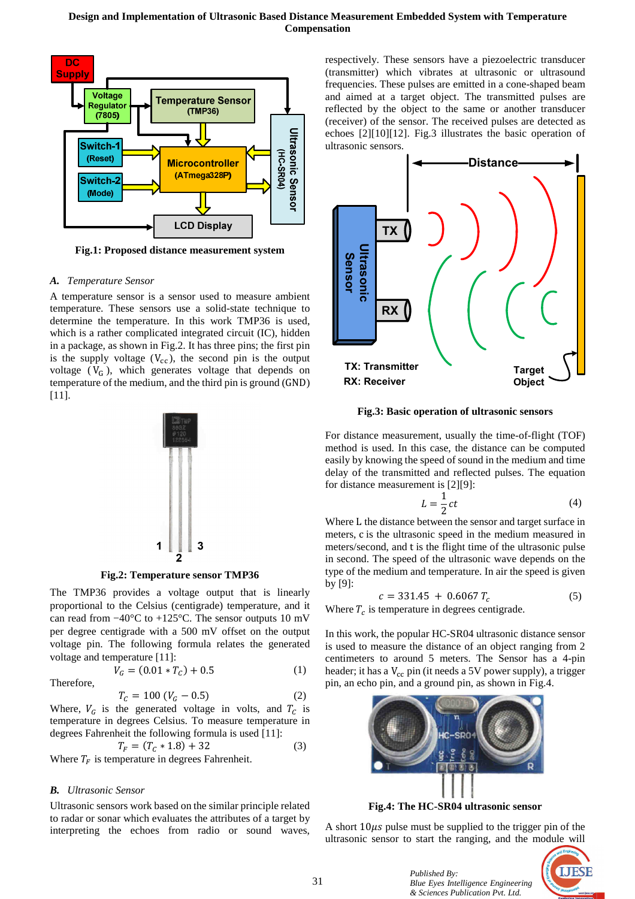Fig.1: Proposed distance measurement system

### A. Temperature Sensor

A temperature sensor is a sensor used to measure ambient temperature. These sensors use a solid-state technique to determine the temperature. In this work TMP36 is used, which is a rather complicated integrated circuit (IC), hidden in a package, as shown in Fig.2. It has three pins; the first pin is the supply voltage ($V_{cc}$), the second pin is the output voltage ($V_G$), which generates voltage that depends on temperature of the medium, and the third pin is ground (GND) [11].

**Fig.2: Temperature sensor TMP36**

The TMP36 provides a voltage output that is linearly proportional to the Celsius (centigrade) temperature, and it can read from −40°C to +125°C. The sensor outputs 10 mV per degree centigrade with a 500 mV offset on the output voltage pin. The following formula relates the generated voltage and temperature [11]:

$$V_G = (0.01 * T_C) + 0.5 \quad (1)$$

Therefore,

$$T_C = 100\,(V_G - 0.5) \quad (2)$$

Where, $V_G$ is the generated voltage in volts, and $T_C$ is temperature in degrees Celsius. To measure temperature in degrees Fahrenheit the following formula is used [11]:

$$T_F = (T_C * 1.8) + 32 \quad (3)$$

Where $T_F$ is temperature in degrees Fahrenheit.

### B. Ultrasonic Sensor

Ultrasonic sensors work based on the similar principle related to radar or sonar which evaluates the attributes of a target by interpreting the echoes from radio or sound waves, respectively. These sensors have a piezoelectric transducer (transmitter) which vibrates at ultrasonic or ultrasound frequencies. These pulses are emitted in a cone-shaped beam and aimed at a target object. The transmitted pulses are reflected by the object to the same or another transducer (receiver) of the sensor. The received pulses are detected as echoes [2][10][12]. Fig.3 illustrates the basic operation of ultrasonic sensors.

**Fig.3: Basic operation of ultrasonic sensors**

For distance measurement, usually the time-of-flight (TOF) method is used. In this case, the distance can be computed easily by knowing the speed of sound in the medium and time delay of the transmitted and reflected pulses. The equation for distance measurement is [2][9]:

$$L = \frac{1}{2}ct \quad (4)$$

Where L the distance between the sensor and target surface in meters, c is the ultrasonic speed in the medium measured in meters/second, and t is the flight time of the ultrasonic pulse in second. The speed of the ultrasonic wave depends on the type of the medium and temperature. In air the speed is given by [9]:

$$c = 331.45 + 0.6067\,T_c \quad (5)$$

Where $T_c$ is temperature in degrees centigrade.

In this work, the popular HC-SR04 ultrasonic distance sensor is used to measure the distance of an object ranging from 2 centimeters to around 5 meters. The Sensor has a 4-pin header; it has a $V_{cc}$ pin (it needs a 5V power supply), a trigger pin, an echo pin, and a ground pin, as shown in Fig.4.

**Fig.4: The HC-SR04 ultrasonic sensor**

A short $10\mu s$ pulse must be supplied to the trigger pin of the ultrasonic sensor to start the ranging, and the module will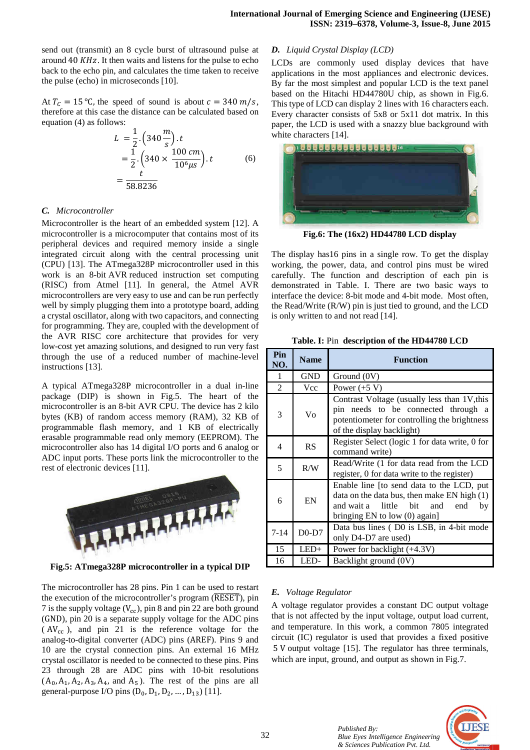send out (transmit) an 8 cycle burst of ultrasound pulse at around 40 $KHz$. It then waits and listens for the pulse to echo back to the echo pin, and calculates the time taken to receive the pulse (echo) in microseconds [10].

At $T_C = 15\,°C$, the speed of sound is about $c = 340\ m/s$, therefore at this case the distance can be calculated based on equation (4) as follows:

$$
\begin{aligned}
L &= \frac{1}{2}.\left(340\,\frac{m}{s}\right).t \\
&= \frac{1}{2}.\left(340 \times \frac{100\ cm}{10^6 \mu s}\right).t \qquad (6) \\
&= \frac{t}{58.8236}
\end{aligned}
$$

### C. *Microcontroller*

Microcontroller is the heart of an embedded system [12]. A microcontroller is a microcomputer that contains most of its peripheral devices and required memory inside a single integrated circuit along with the central processing unit (CPU) [13]. The ATmega328P microcontroller used in this work is an 8-bit AVR reduced instruction set computing (RISC) from Atmel [11]. In general, the Atmel AVR microcontrollers are very easy to use and can be run perfectly well by simply plugging them into a prototype board, adding a crystal oscillator, along with two capacitors, and connecting for programming. They are, coupled with the development of the AVR RISC core architecture that provides for very low-cost yet amazing solutions, and designed to run very fast through the use of a reduced number of machine-level instructions [13].

A typical ATmega328P microcontroller in a dual in-line package (DIP) is shown in Fig.5. The heart of the microcontroller is an 8-bit AVR CPU. The device has 2 kilo bytes (KB) of random access memory (RAM), 32 KB of programmable flash memory, and 1 KB of electrically erasable programmable read only memory (EEPROM). The microcontroller also has 14 digital I/O ports and 6 analog or ADC input ports. These ports link the microcontroller to the rest of electronic devices [11].

**Fig.5: ATmega328P microcontroller in a typical DIP**

The microcontroller has 28 pins. Pin 1 can be used to restart the execution of the microcontroller's program ($\overline{\text{RESET}}$), pin 7 is the supply voltage ($V_{cc}$), pin 8 and pin 22 are both ground (GND), pin 20 is a separate supply voltage for the ADC pins ($AV_{cc}$), and pin 21 is the reference voltage for the analog-to-digital converter (ADC) pins (AREF). Pins 9 and 10 are the crystal connection pins. An external 16 MHz crystal oscillator is needed to be connected to these pins. Pins 23 through 28 are ADC pins with 10-bit resolutions ($A_0, A_1, A_2, A_3, A_4$, and $A_5$). The rest of the pins are all general-purpose I/O pins ($D_0, D_1, D_2, \ldots, D_{13}$) [11].

### D. *Liquid Crystal Display (LCD)*

LCDs are commonly used display devices that have applications in the most appliances and electronic devices. By far the most simplest and popular LCD is the text panel based on the Hitachi HD44780U chip, as shown in Fig.6. This type of LCD can display 2 lines with 16 characters each. Every character consists of 5x8 or 5x11 dot matrix. In this paper, the LCD is used with a snazzy blue background with white characters [14].

**Fig.6: The (16x2) HD44780 LCD display**

The display has16 pins in a single row. To get the display working, the power, data, and control pins must be wired carefully. The function and description of each pin is demonstrated in Table. I. There are two basic ways to interface the device: 8-bit mode and 4-bit mode. Most often, the Read/Write (R/W) pin is just tied to ground, and the LCD is only written to and not read [14].

**Table. I:** Pin **description of the HD44780 LCD**

| Pin NO. | Name | Function |
|---|---|---|
| 1 | GND | Ground (0V) |
| 2 | Vcc | Power (+5 V) |
| 3 | Vo | Contrast Voltage (usually less than 1V,this pin needs to be connected through a potentiometer for controlling the brightness of the display backlight) |
| 4 | RS | Register Select (logic 1 for data write, 0 for command write) |
| 5 | R/W | Read/Write (1 for data read from the LCD register, 0 for data write to the register) |
| 6 | EN | Enable line [to send data to the LCD, put data on the data bus, then make EN high (1) and wait a little bit and end by bringing EN to low (0) again] |
| 7-14 | D0-D7 | Data bus lines ( D0 is LSB, in 4-bit mode only D4-D7 are used) |
| 15 | LED+ | Power for backlight (+4.3V) |
| 16 | LED- | Backlight ground (0V) |

### E. *Voltage Regulator*

A voltage regulator provides a constant DC output voltage that is not affected by the input voltage, output load current, and temperature. In this work, a common 7805 integrated circuit (IC) regulator is used that provides a fixed positive 5 V output voltage [15]. The regulator has three terminals, which are input, ground, and output as shown in Fig.7.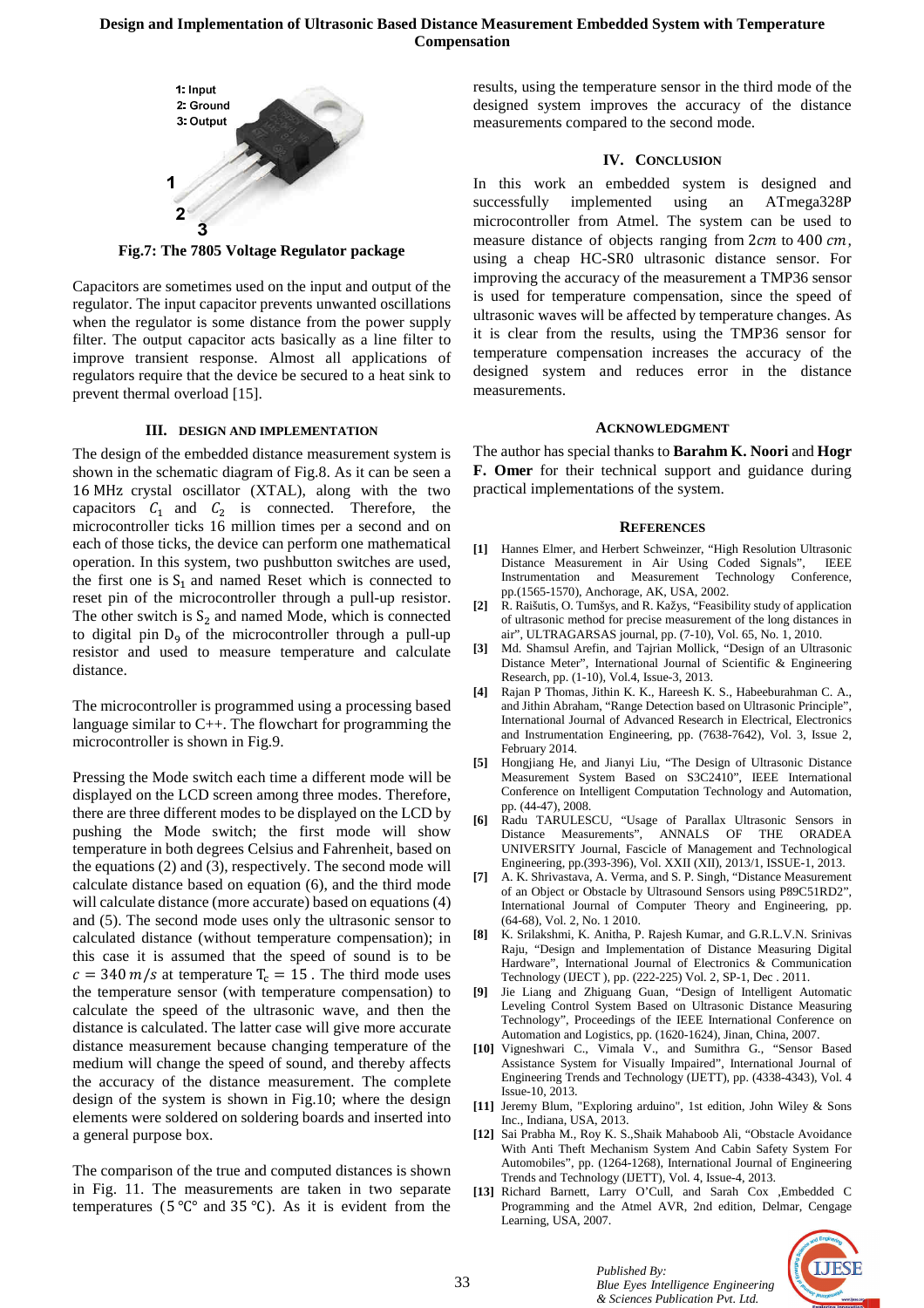Fig.7: The 7805 Voltage Regulator package

Capacitors are sometimes used on the input and output of the regulator. The input capacitor prevents unwanted oscillations when the regulator is some distance from the power supply filter. The output capacitor acts basically as a line filter to improve transient response. Almost all applications of regulators require that the device be secured to a heat sink to prevent thermal overload [15].

## III. DESIGN AND IMPLEMENTATION

The design of the embedded distance measurement system is shown in the schematic diagram of Fig.8. As it can be seen a 16 MHz crystal oscillator (XTAL), along with the two capacitors $C_1$ and $C_2$ is connected. Therefore, the microcontroller ticks 16 million times per a second and on each of those ticks, the device can perform one mathematical operation. In this system, two pushbutton switches are used, the first one is $S_1$ and named Reset which is connected to reset pin of the microcontroller through a pull-up resistor. The other switch is $S_2$ and named Mode, which is connected to digital pin $D_9$ of the microcontroller through a pull-up resistor and used to measure temperature and calculate distance.

The microcontroller is programmed using a processing based language similar to C++. The flowchart for programming the microcontroller is shown in Fig.9.

Pressing the Mode switch each time a different mode will be displayed on the LCD screen among three modes. Therefore, there are three different modes to be displayed on the LCD by pushing the Mode switch; the first mode will show temperature in both degrees Celsius and Fahrenheit, based on the equations (2) and (3), respectively. The second mode will calculate distance based on equation (6), and the third mode will calculate distance (more accurate) based on equations (4) and (5). The second mode uses only the ultrasonic sensor to calculated distance (without temperature compensation); in this case it is assumed that the speed of sound is to be $c = 340\, m/s$ at temperature $T_c = 15$ . The third mode uses the temperature sensor (with temperature compensation) to calculate the speed of the ultrasonic wave, and then the distance is calculated. The latter case will give more accurate distance measurement because changing temperature of the medium will change the speed of sound, and thereby affects the accuracy of the distance measurement. The complete design of the system is shown in Fig.10; where the design elements were soldered on soldering boards and inserted into a general purpose box.

The comparison of the true and computed distances is shown in Fig. 11. The measurements are taken in two separate temperatures (5 ℃° and 35 ℃). As it is evident from the results, using the temperature sensor in the third mode of the designed system improves the accuracy of the distance measurements compared to the second mode.

## IV. CONCLUSION

In this work an embedded system is designed and successfully implemented using an ATmega328P microcontroller from Atmel. The system can be used to measure distance of objects ranging from $2cm$ to $400\ cm$, using a cheap HC-SR0 ultrasonic distance sensor. For improving the accuracy of the measurement a TMP36 sensor is used for temperature compensation, since the speed of ultrasonic waves will be affected by temperature changes. As it is clear from the results, using the TMP36 sensor for temperature compensation increases the accuracy of the designed system and reduces error in the distance measurements.

## ACKNOWLEDGMENT

The author has special thanks to **Barahm K. Noori** and **Hogr F. Omer** for their technical support and guidance during practical implementations of the system.

## REFERENCES

**[1]** Hannes Elmer, and Herbert Schweinzer, "High Resolution Ultrasonic Distance Measurement in Air Using Coded Signals", IEEE Instrumentation and Measurement Technology Conference, pp.(1565-1570), Anchorage, AK, USA, 2002.

**[2]** R. Raišutis, O. Tumšys, and R. Kažys, "Feasibility study of application of ultrasonic method for precise measurement of the long distances in air", ULTRAGARSAS journal, pp. (7-10), Vol. 65, No. 1, 2010.

**[3]** Md. Shamsul Arefin, and Tajrian Mollick, "Design of an Ultrasonic Distance Meter", International Journal of Scientific & Engineering Research, pp. (1-10), Vol.4, Issue-3, 2013.

**[4]** Rajan P Thomas, Jithin K. K., Hareesh K. S., Habeeburahman C. A., and Jithin Abraham, "Range Detection based on Ultrasonic Principle", International Journal of Advanced Research in Electrical, Electronics and Instrumentation Engineering, pp. (7638-7642), Vol. 3, Issue 2, February 2014.

**[5]** Hongjiang He, and Jianyi Liu, "The Design of Ultrasonic Distance Measurement System Based on S3C2410", IEEE International Conference on Intelligent Computation Technology and Automation, pp. (44-47), 2008.

**[6]** Radu TARULESCU, "Usage of Parallax Ultrasonic Sensors in Distance Measurements", ANNALS OF THE ORADEA UNIVERSITY Journal, Fascicle of Management and Technological Engineering, pp.(393-396), Vol. XXII (XII), 2013/1, ISSUE-1, 2013.

**[7]** A. K. Shrivastava, A. Verma, and S. P. Singh, "Distance Measurement of an Object or Obstacle by Ultrasound Sensors using P89C51RD2", International Journal of Computer Theory and Engineering, pp. (64-68), Vol. 2, No. 1 2010.

**[8]** K. Srilakshmi, K. Anitha, P. Rajesh Kumar, and G.R.L.V.N. Srinivas Raju, "Design and Implementation of Distance Measuring Digital Hardware", International Journal of Electronics & Communication Technology (IJECT ), pp. (222-225) Vol. 2, SP-1, Dec . 2011.

**[9]** Jie Liang and Zhiguang Guan, "Design of Intelligent Automatic Leveling Control System Based on Ultrasonic Distance Measuring Technology", Proceedings of the IEEE International Conference on Automation and Logistics, pp. (1620-1624), Jinan, China, 2007.

**[10]** Vigneshwari C., Vimala V., and Sumithra G., "Sensor Based Assistance System for Visually Impaired", International Journal of Engineering Trends and Technology (IJETT), pp. (4338-4343), Vol. 4 Issue-10, 2013.

**[11]** Jeremy Blum, "Exploring arduino", 1st edition, John Wiley & Sons Inc., Indiana, USA, 2013.

**[12]** Sai Prabha M., Roy K. S.,Shaik Mahaboob Ali, "Obstacle Avoidance With Anti Theft Mechanism System And Cabin Safety System For Automobiles", pp. (1264-1268), International Journal of Engineering Trends and Technology (IJETT), Vol. 4, Issue-4, 2013.

**[13]** Richard Barnett, Larry O'Cull, and Sarah Cox ,Embedded C Programming and the Atmel AVR, 2nd edition, Delmar, Cengage Learning, USA, 2007.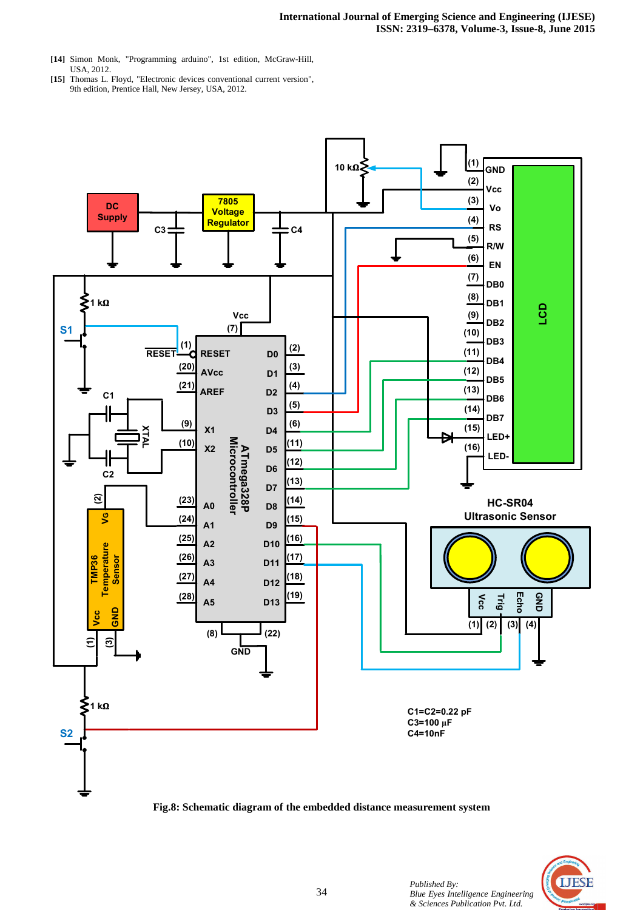[14] Simon Monk, "Programming arduino", 1st edition, McGraw-Hill, USA, 2012.

[15] Thomas L. Floyd, "Electronic devices conventional current version", 9th edition, Prentice Hall, New Jersey, USA, 2012.

**Fig.8: Schematic diagram of the embedded distance measurement system**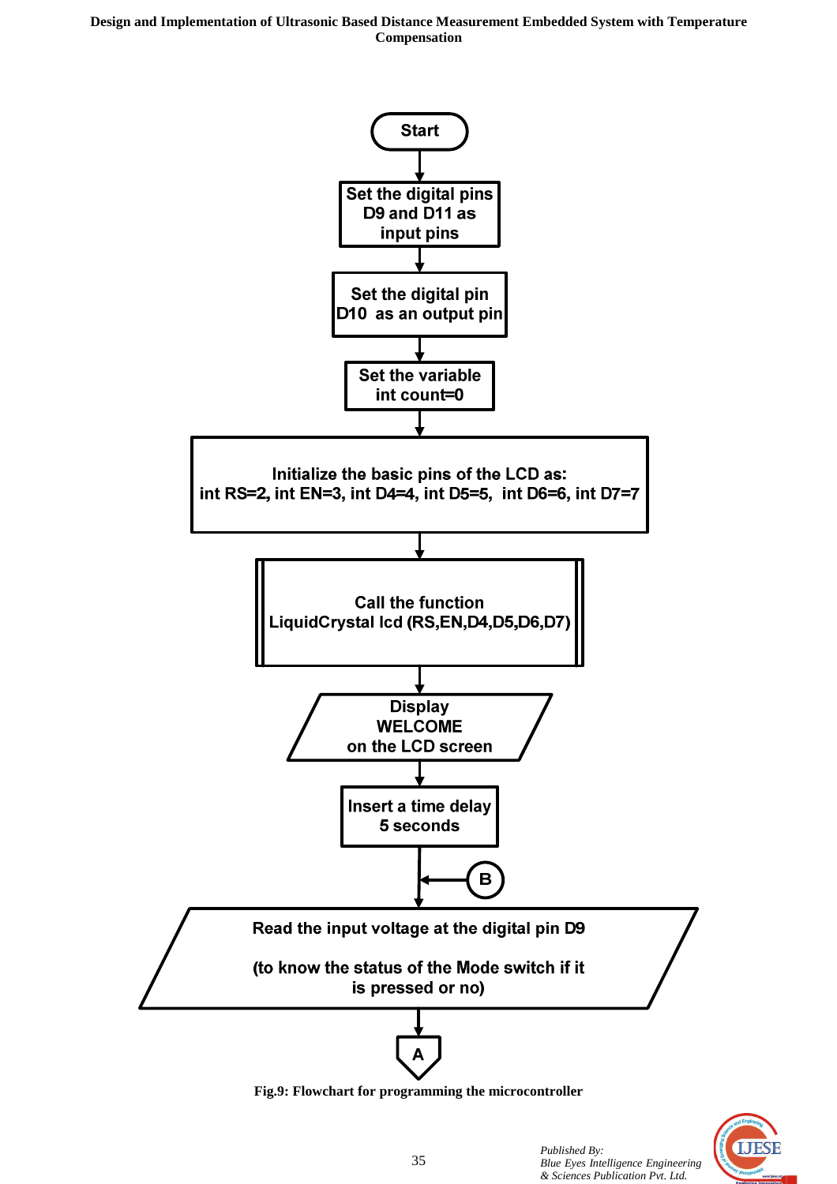Start

Set the digital pins D9 and D11 as input pins

Set the digital pin D10 as an output pin

Set the variable int count=0

Initialize the basic pins of the LCD as:
int RS=2, int EN=3, int D4=4, int D5=5, int D6=6, int D7=7

Call the function
LiquidCrystal lcd (RS,EN,D4,D5,D6,D7)

Display
WELCOME
on the LCD screen

Insert a time delay
5 seconds

B

Read the input voltage at the digital pin D9

(to know the status of the Mode switch if it is pressed or no)

A

**Fig.9: Flowchart for programming the microcontroller**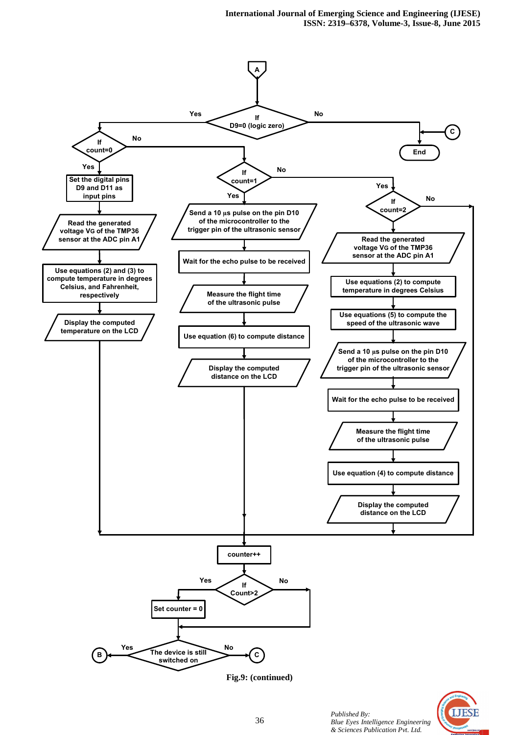A

If D9=0 (logic zero)

Yes

No

C

End

If count=0

No

Yes

Set the digital pins D9 and D11 as input pins

Read the generated voltage VG of the TMP36 sensor at the ADC pin A1

Use equations (2) and (3) to compute temperature in degrees Celsius, and Fahrenheit, respectively

Display the computed temperature on the LCD

If count=1

No

Yes

Send a 10 μs pulse on the pin D10 of the microcontroller to the trigger pin of the ultrasonic sensor

Wait for the echo pulse to be received

Measure the flight time of the ultrasonic pulse

Use equation (6) to compute distance

Display the computed distance on the LCD

Yes

If count=2

No

Read the generated voltage VG of the TMP36 sensor at the ADC pin A1

Use equations (2) to compute temperature in degrees Celsius

Use equations (5) to compute the speed of the ultrasonic wave

Send a 10 μs pulse on the pin D10 of the microcontroller to the trigger pin of the ultrasonic sensor

Wait for the echo pulse to be received

Measure the flight time of the ultrasonic pulse

Use equation (4) to compute distance

Display the computed distance on the LCD

counter++

If Count>2

Yes

No

Set counter = 0

B

Yes

The device is still switched on

No

C

Fig.9: (continued)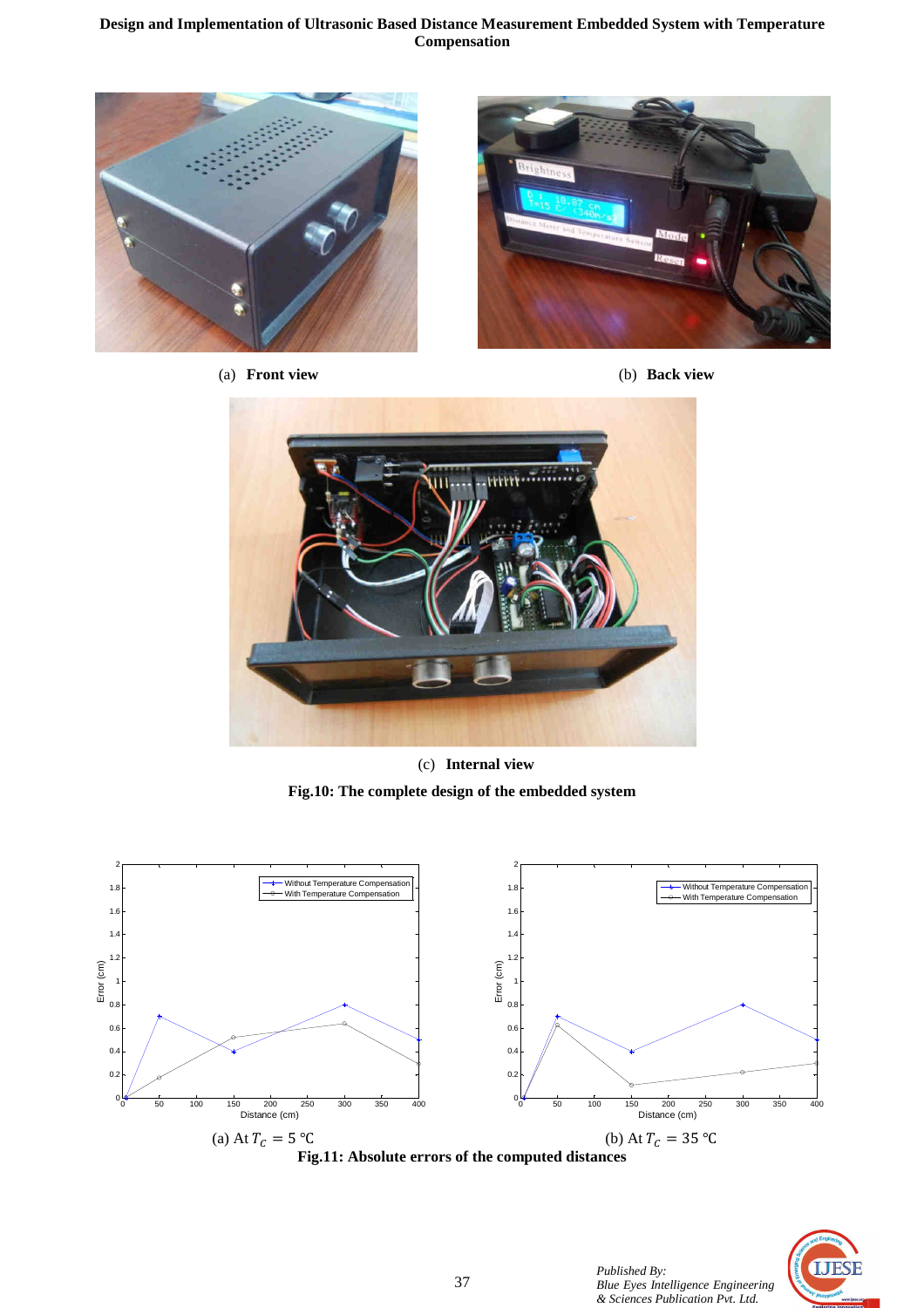(a) **Front view**

(b) **Back view**

(c) **Internal view**

**Fig.10: The complete design of the embedded system**

Without Temperature Compensation
With Temperature Compensation
Error (cm)
Distance (cm)
0
0.2
0.4
0.6
0.8
1
1.2
1.4
1.6
1.8
2
0
50
100
150
200
250
300
350
400

(a) At $T_c = 5$ ℃

Without Temperature Compensation
With Temperature Compensation
Error (cm)
Distance (cm)
0
0.2
0.4
0.6
0.8
1
1.2
1.4
1.6
1.8
2
0
50
100
150
200
250
300
350
400

(b) At $T_c = 35$ ℃

**Fig.11: Absolute errors of the computed distances**